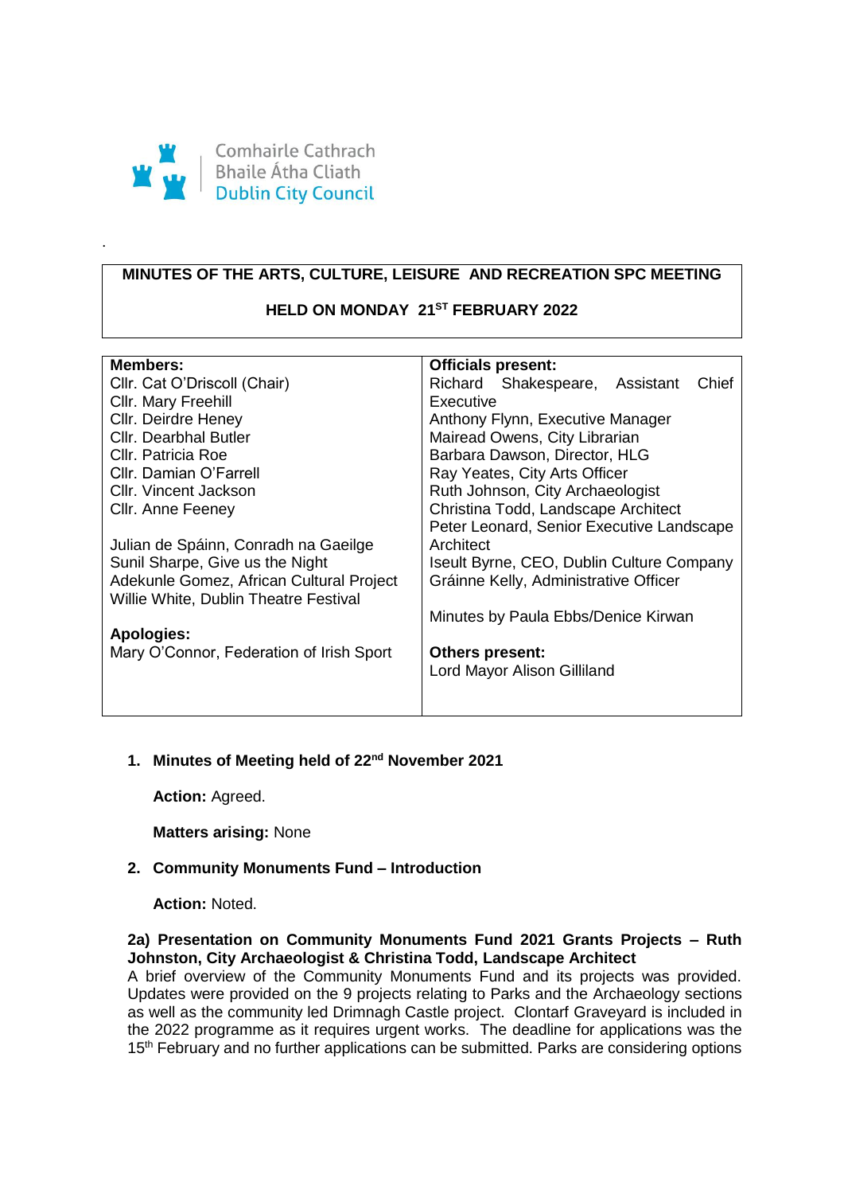Comhairle Cathrach
Bhaile Átha Cliath
Dublin City Council

.

**MINUTES OF THE ARTS, CULTURE, LEISURE AND RECREATION SPC MEETING**

**HELD ON MONDAY 21ST FEBRUARY 2022**

| **Members:** | **Officials present:** |
|---|---|
| Cllr. Cat O'Driscoll (Chair)<br>Cllr. Mary Freehill<br>Cllr. Deirdre Heney<br>Cllr. Dearbhal Butler<br>Cllr. Patricia Roe<br>Cllr. Damian O'Farrell<br>Cllr. Vincent Jackson<br>Cllr. Anne Feeney<br><br>Julian de Spáinn, Conradh na Gaeilge<br>Sunil Sharpe, Give us the Night<br>Adekunle Gomez, African Cultural Project<br>Willie White, Dublin Theatre Festival<br><br>**Apologies:**<br>Mary O'Connor, Federation of Irish Sport | Richard Shakespeare, Assistant Chief Executive<br>Anthony Flynn, Executive Manager<br>Mairead Owens, City Librarian<br>Barbara Dawson, Director, HLG<br>Ray Yeates, City Arts Officer<br>Ruth Johnson, City Archaeologist<br>Christina Todd, Landscape Architect<br>Peter Leonard, Senior Executive Landscape Architect<br>Iseult Byrne, CEO, Dublin Culture Company<br>Gráinne Kelly, Administrative Officer<br><br>Minutes by Paula Ebbs/Denice Kirwan<br><br>**Others present:**<br>Lord Mayor Alison Gilliland |

1. **Minutes of Meeting held of 22nd November 2021**

   **Action:** Agreed.

   **Matters arising:** None

2. **Community Monuments Fund – Introduction**

   **Action:** Noted.

**2a) Presentation on Community Monuments Fund 2021 Grants Projects – Ruth Johnston, City Archaeologist & Christina Todd, Landscape Architect**

A brief overview of the Community Monuments Fund and its projects was provided. Updates were provided on the 9 projects relating to Parks and the Archaeology sections as well as the community led Drimnagh Castle project. Clontarf Graveyard is included in the 2022 programme as it requires urgent works. The deadline for applications was the 15th February and no further applications can be submitted. Parks are considering options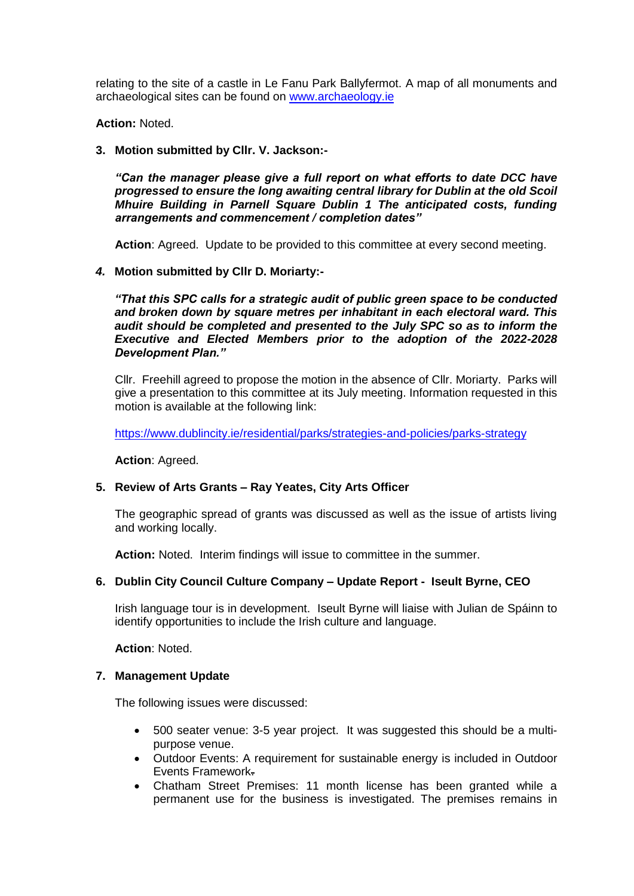relating to the site of a castle in Le Fanu Park Ballyfermot. A map of all monuments and archaeological sites can be found on [www.archaeology.ie](http://www.archaeology.ie)

**Action:** Noted.

**3. Motion submitted by Cllr. V. Jackson:-**

***"Can the manager please give a full report on what efforts to date DCC have progressed to ensure the long awaiting central library for Dublin at the old Scoil Mhuire Building in Parnell Square Dublin 1 The anticipated costs, funding arrangements and commencement / completion dates"***

**Action**: Agreed. Update to be provided to this committee at every second meeting.

***4.* Motion submitted by Cllr D. Moriarty:-**

***"That this SPC calls for a strategic audit of public green space to be conducted and broken down by square metres per inhabitant in each electoral ward. This audit should be completed and presented to the July SPC so as to inform the Executive and Elected Members prior to the adoption of the 2022-2028 Development Plan."***

Cllr. Freehill agreed to propose the motion in the absence of Cllr. Moriarty. Parks will give a presentation to this committee at its July meeting. Information requested in this motion is available at the following link:

https://www.dublincity.ie/residential/parks/strategies-and-policies/parks-strategy

**Action**: Agreed.

**5. Review of Arts Grants – Ray Yeates, City Arts Officer**

The geographic spread of grants was discussed as well as the issue of artists living and working locally.

**Action:** Noted. Interim findings will issue to committee in the summer.

**6. Dublin City Council Culture Company – Update Report - Iseult Byrne, CEO**

Irish language tour is in development. Iseult Byrne will liaise with Julian de Spáinn to identify opportunities to include the Irish culture and language.

**Action**: Noted.

**7. Management Update**

The following issues were discussed:

- 500 seater venue: 3-5 year project. It was suggested this should be a multi-purpose venue.
- Outdoor Events: A requirement for sustainable energy is included in Outdoor Events Framework.
- Chatham Street Premises: 11 month license has been granted while a permanent use for the business is investigated. The premises remains in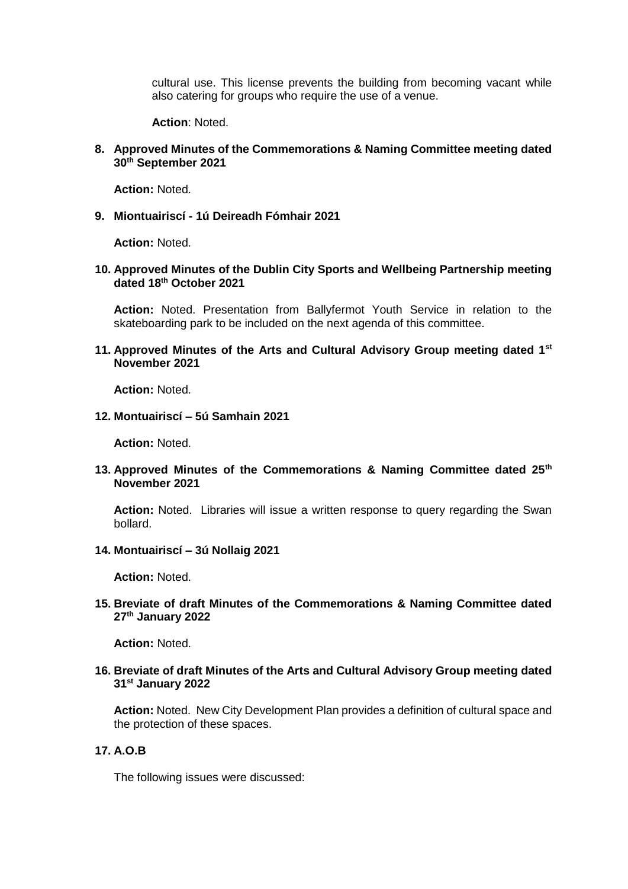cultural use. This license prevents the building from becoming vacant while also catering for groups who require the use of a venue.

**Action**: Noted.

**8. Approved Minutes of the Commemorations & Naming Committee meeting dated 30th September 2021**

**Action:** Noted.

**9. Miontuairiscí - 1ú Deireadh Fómhair 2021**

**Action:** Noted.

**10. Approved Minutes of the Dublin City Sports and Wellbeing Partnership meeting dated 18th October 2021**

**Action:** Noted. Presentation from Ballyfermot Youth Service in relation to the skateboarding park to be included on the next agenda of this committee.

**11. Approved Minutes of the Arts and Cultural Advisory Group meeting dated 1st November 2021**

**Action:** Noted.

**12. Montuairiscí – 5ú Samhain 2021**

**Action:** Noted.

**13. Approved Minutes of the Commemorations & Naming Committee dated 25th November 2021**

**Action:** Noted. Libraries will issue a written response to query regarding the Swan bollard.

**14. Montuairiscí – 3ú Nollaig 2021**

**Action:** Noted.

**15. Breviate of draft Minutes of the Commemorations & Naming Committee dated 27th January 2022**

**Action:** Noted.

**16. Breviate of draft Minutes of the Arts and Cultural Advisory Group meeting dated 31st January 2022**

**Action:** Noted. New City Development Plan provides a definition of cultural space and the protection of these spaces.

**17. A.O.B**

The following issues were discussed: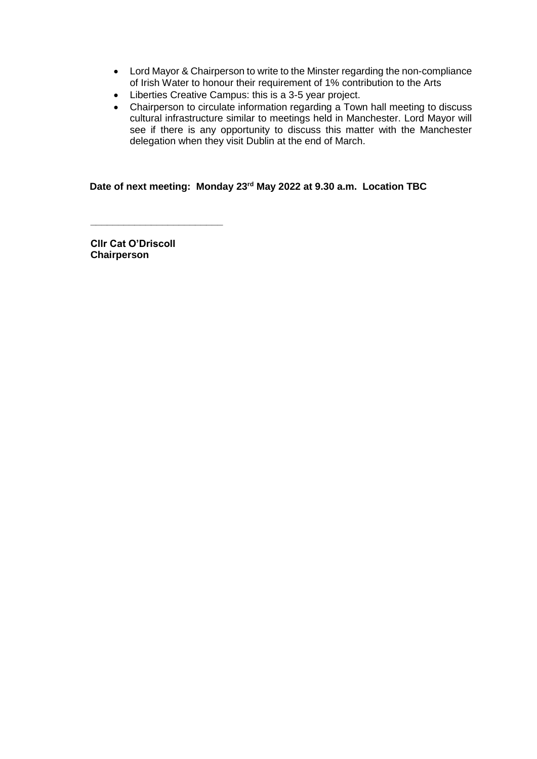- Lord Mayor & Chairperson to write to the Minster regarding the non-compliance of Irish Water to honour their requirement of 1% contribution to the Arts
- Liberties Creative Campus: this is a 3-5 year project.
- Chairperson to circulate information regarding a Town hall meeting to discuss cultural infrastructure similar to meetings held in Manchester. Lord Mayor will see if there is any opportunity to discuss this matter with the Manchester delegation when they visit Dublin at the end of March.

**Date of next meeting: Monday 23rd May 2022 at 9.30 a.m. Location TBC**

\_\_\_\_\_\_\_\_\_\_\_\_\_\_\_\_\_\_\_\_\_\_\_\_\_\_

**Cllr Cat O'Driscoll**
**Chairperson**